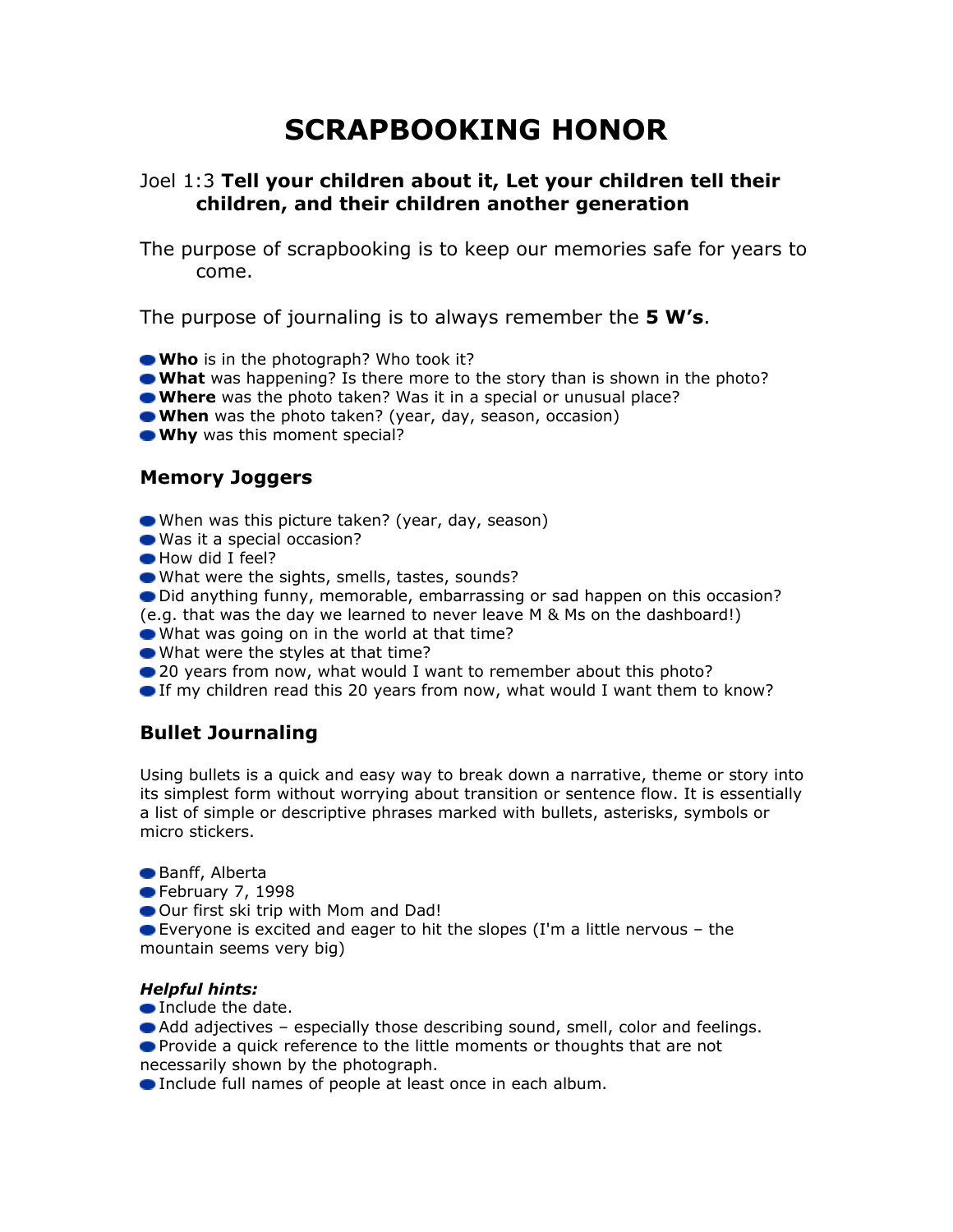# SCRAPBOOKING HONOR

Joel 1:3 **Tell your children about it, Let your children tell their children, and their children another generation**

The purpose of scrapbooking is to keep our memories safe for years to come.

The purpose of journaling is to always remember the **5 W's**.

- **Who** is in the photograph? Who took it?
- **What** was happening? Is there more to the story than is shown in the photo?
- **Where** was the photo taken? Was it in a special or unusual place?
- **When** was the photo taken? (year, day, season, occasion)
- **Why** was this moment special?

## Memory Joggers

- When was this picture taken? (year, day, season)
- Was it a special occasion?
- How did I feel?
- What were the sights, smells, tastes, sounds?
- Did anything funny, memorable, embarrassing or sad happen on this occasion? (e.g. that was the day we learned to never leave M & Ms on the dashboard!)
- What was going on in the world at that time?
- What were the styles at that time?
- 20 years from now, what would I want to remember about this photo?
- If my children read this 20 years from now, what would I want them to know?

## Bullet Journaling

Using bullets is a quick and easy way to break down a narrative, theme or story into its simplest form without worrying about transition or sentence flow. It is essentially a list of simple or descriptive phrases marked with bullets, asterisks, symbols or micro stickers.

- Banff, Alberta
- February 7, 1998
- Our first ski trip with Mom and Dad!
- Everyone is excited and eager to hit the slopes (I'm a little nervous – the mountain seems very big)

***Helpful hints:***

- Include the date.
- Add adjectives – especially those describing sound, smell, color and feelings.
- Provide a quick reference to the little moments or thoughts that are not necessarily shown by the photograph.
- Include full names of people at least once in each album.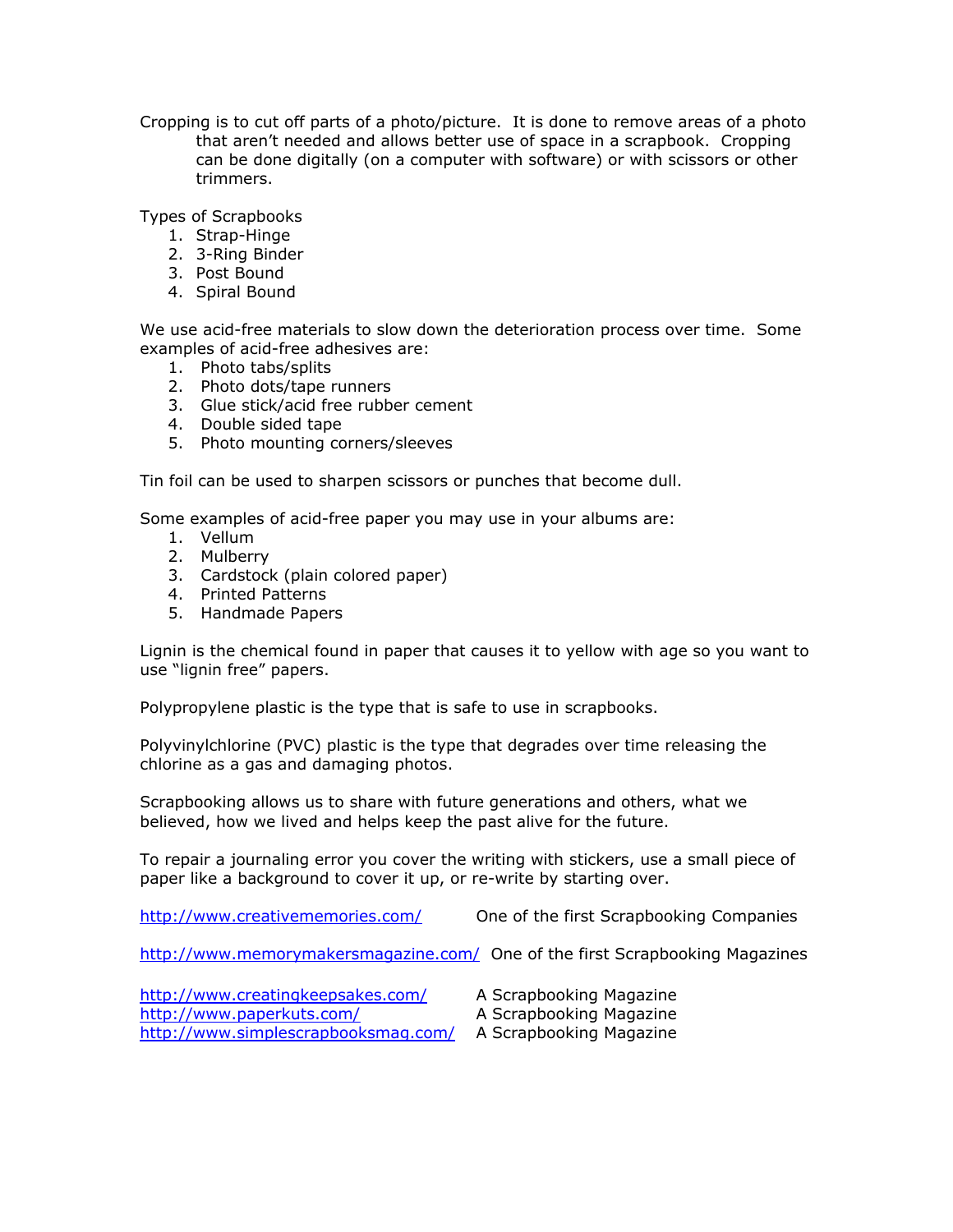Cropping is to cut off parts of a photo/picture. It is done to remove areas of a photo that aren't needed and allows better use of space in a scrapbook. Cropping can be done digitally (on a computer with software) or with scissors or other trimmers.

Types of Scrapbooks

1. Strap-Hinge
2. 3-Ring Binder
3. Post Bound
4. Spiral Bound

We use acid-free materials to slow down the deterioration process over time. Some examples of acid-free adhesives are:

1. Photo tabs/splits
2. Photo dots/tape runners
3. Glue stick/acid free rubber cement
4. Double sided tape
5. Photo mounting corners/sleeves

Tin foil can be used to sharpen scissors or punches that become dull.

Some examples of acid-free paper you may use in your albums are:

1. Vellum
2. Mulberry
3. Cardstock (plain colored paper)
4. Printed Patterns
5. Handmade Papers

Lignin is the chemical found in paper that causes it to yellow with age so you want to use "lignin free" papers.

Polypropylene plastic is the type that is safe to use in scrapbooks.

Polyvinylchlorine (PVC) plastic is the type that degrades over time releasing the chlorine as a gas and damaging photos.

Scrapbooking allows us to share with future generations and others, what we believed, how we lived and helps keep the past alive for the future.

To repair a journaling error you cover the writing with stickers, use a small piece of paper like a background to cover it up, or re-write by starting over.

http://www.creativememories.com/ One of the first Scrapbooking Companies

http://www.memorymakersmagazine.com/ One of the first Scrapbooking Magazines

http://www.creatingkeepsakes.com/ A Scrapbooking Magazine
http://www.paperkuts.com/ A Scrapbooking Magazine
http://www.simplescrapbooksmag.com/ A Scrapbooking Magazine